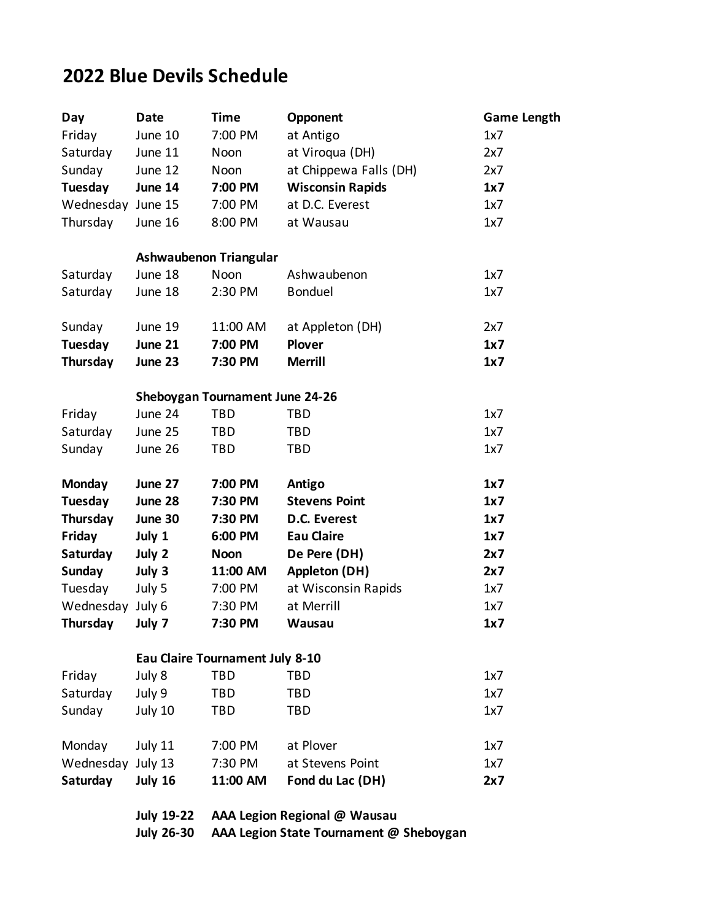# 2022 Blue Devils Schedule

| Day | Date | Time | Opponent | Game Length |
|---|---|---|---|---|
| Friday | June 10 | 7:00 PM | at Antigo | 1x7 |
| Saturday | June 11 | Noon | at Viroqua (DH) | 2x7 |
| Sunday | June 12 | Noon | at Chippewa Falls (DH) | 2x7 |
| **Tuesday** | **June 14** | **7:00 PM** | **Wisconsin Rapids** | **1x7** |
| Wednesday | June 15 | 7:00 PM | at D.C. Everest | 1x7 |
| Thursday | June 16 | 8:00 PM | at Wausau | 1x7 |
| | **Ashwaubenon Triangular** | | | |
| Saturday | June 18 | Noon | Ashwaubenon | 1x7 |
| Saturday | June 18 | 2:30 PM | Bonduel | 1x7 |
| Sunday | June 19 | 11:00 AM | at Appleton (DH) | 2x7 |
| **Tuesday** | **June 21** | **7:00 PM** | **Plover** | **1x7** |
| **Thursday** | **June 23** | **7:30 PM** | **Merrill** | **1x7** |
| | **Sheboygan Tournament June 24-26** | | | |
| Friday | June 24 | TBD | TBD | 1x7 |
| Saturday | June 25 | TBD | TBD | 1x7 |
| Sunday | June 26 | TBD | TBD | 1x7 |
| **Monday** | **June 27** | **7:00 PM** | **Antigo** | **1x7** |
| **Tuesday** | **June 28** | **7:30 PM** | **Stevens Point** | **1x7** |
| **Thursday** | **June 30** | **7:30 PM** | **D.C. Everest** | **1x7** |
| **Friday** | **July 1** | **6:00 PM** | **Eau Claire** | **1x7** |
| **Saturday** | **July 2** | **Noon** | **De Pere (DH)** | **2x7** |
| **Sunday** | **July 3** | **11:00 AM** | **Appleton (DH)** | **2x7** |
| Tuesday | July 5 | 7:00 PM | at Wisconsin Rapids | 1x7 |
| Wednesday | July 6 | 7:30 PM | at Merrill | 1x7 |
| **Thursday** | **July 7** | **7:30 PM** | **Wausau** | **1x7** |
| | **Eau Claire Tournament July 8-10** | | | |
| Friday | July 8 | TBD | TBD | 1x7 |
| Saturday | July 9 | TBD | TBD | 1x7 |
| Sunday | July 10 | TBD | TBD | 1x7 |
| Monday | July 11 | 7:00 PM | at Plover | 1x7 |
| Wednesday | July 13 | 7:30 PM | at Stevens Point | 1x7 |
| **Saturday** | **July 16** | **11:00 AM** | **Fond du Lac (DH)** | **2x7** |

**July 19-22** **AAA Legion Regional @ Wausau**

**July 26-30** **AAA Legion State Tournament @ Sheboygan**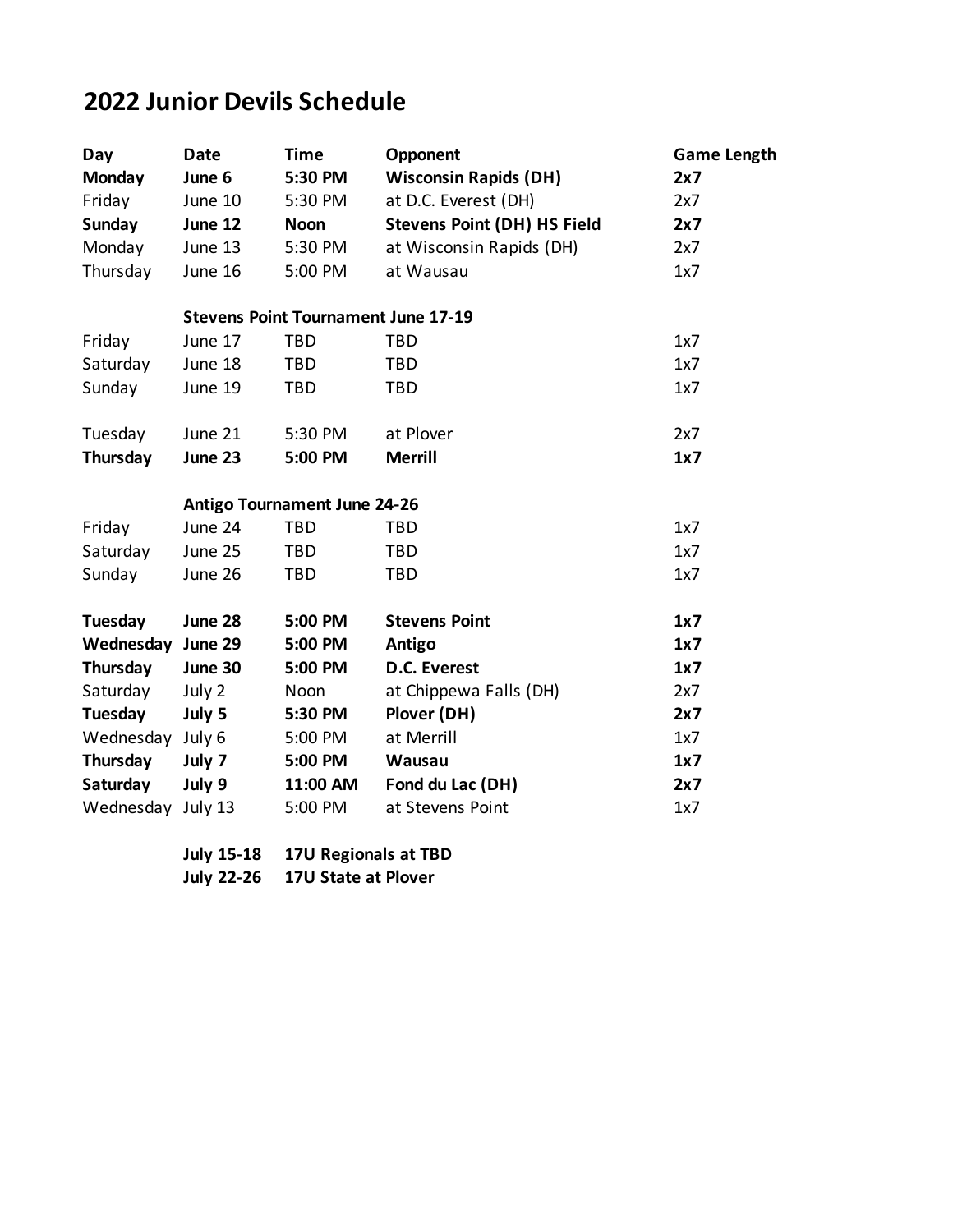# 2022 Junior Devils Schedule

| Day | Date | Time | Opponent | Game Length |
|---|---|---|---|---|
| **Monday** | **June 6** | **5:30 PM** | **Wisconsin Rapids (DH)** | **2x7** |
| Friday | June 10 | 5:30 PM | at D.C. Everest (DH) | 2x7 |
| **Sunday** | **June 12** | **Noon** | **Stevens Point (DH) HS Field** | **2x7** |
| Monday | June 13 | 5:30 PM | at Wisconsin Rapids (DH) | 2x7 |
| Thursday | June 16 | 5:00 PM | at Wausau | 1x7 |
| | **Stevens Point Tournament June 17-19** | | | |
| Friday | June 17 | TBD | TBD | 1x7 |
| Saturday | June 18 | TBD | TBD | 1x7 |
| Sunday | June 19 | TBD | TBD | 1x7 |
| Tuesday | June 21 | 5:30 PM | at Plover | 2x7 |
| **Thursday** | **June 23** | **5:00 PM** | **Merrill** | **1x7** |
| | **Antigo Tournament June 24-26** | | | |
| Friday | June 24 | TBD | TBD | 1x7 |
| Saturday | June 25 | TBD | TBD | 1x7 |
| Sunday | June 26 | TBD | TBD | 1x7 |
| **Tuesday** | **June 28** | **5:00 PM** | **Stevens Point** | **1x7** |
| **Wednesday** | **June 29** | **5:00 PM** | **Antigo** | **1x7** |
| **Thursday** | **June 30** | **5:00 PM** | **D.C. Everest** | **1x7** |
| Saturday | July 2 | Noon | at Chippewa Falls (DH) | 2x7 |
| **Tuesday** | **July 5** | **5:30 PM** | **Plover (DH)** | **2x7** |
| Wednesday | July 6 | 5:00 PM | at Merrill | 1x7 |
| **Thursday** | **July 7** | **5:00 PM** | **Wausau** | **1x7** |
| **Saturday** | **July 9** | **11:00 AM** | **Fond du Lac (DH)** | **2x7** |
| Wednesday | July 13 | 5:00 PM | at Stevens Point | 1x7 |

**July 15-18** **17U Regionals at TBD**

**July 22-26** **17U State at Plover**